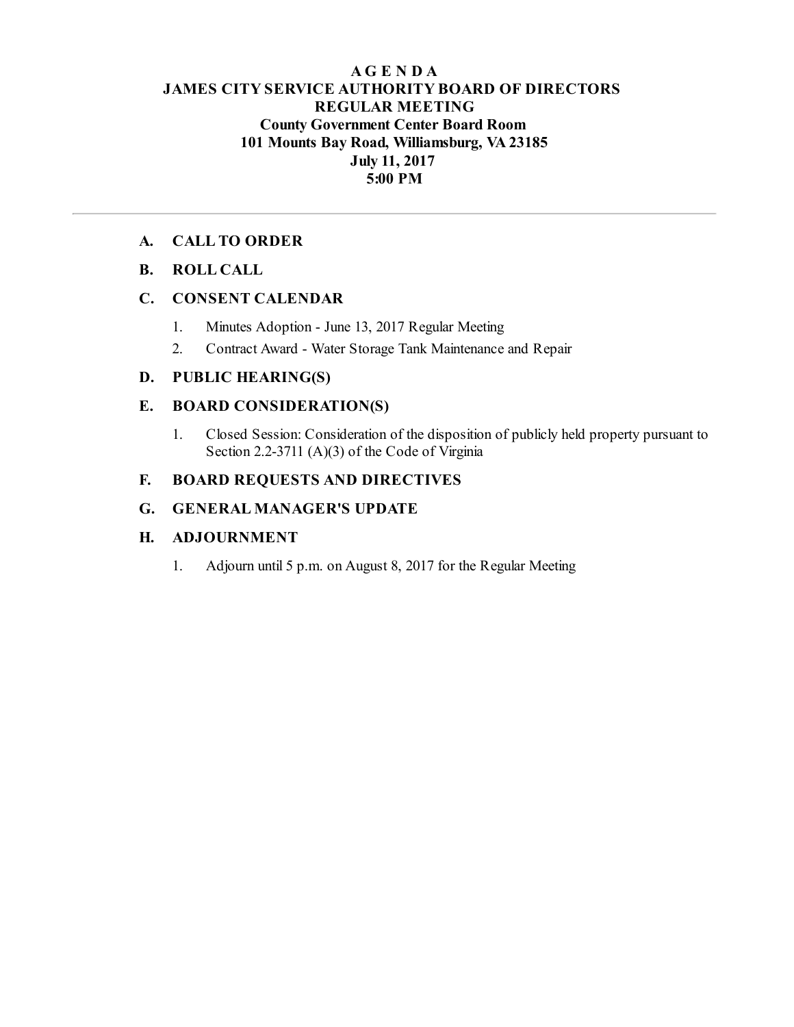# A G E N D A
# JAMES CITY SERVICE AUTHORITY BOARD OF DIRECTORS
## REGULAR MEETING
### County Government Center Board Room
### 101 Mounts Bay Road, Williamsburg, VA 23185
### July 11, 2017
### 5:00 PM

---

**A. CALL TO ORDER**

**B. ROLL CALL**

**C. CONSENT CALENDAR**

1. Minutes Adoption - June 13, 2017 Regular Meeting
2. Contract Award - Water Storage Tank Maintenance and Repair

**D. PUBLIC HEARING(S)**

**E. BOARD CONSIDERATION(S)**

1. Closed Session: Consideration of the disposition of publicly held property pursuant to Section 2.2-3711 (A)(3) of the Code of Virginia

**F. BOARD REQUESTS AND DIRECTIVES**

**G. GENERAL MANAGER'S UPDATE**

**H. ADJOURNMENT**

1. Adjourn until 5 p.m. on August 8, 2017 for the Regular Meeting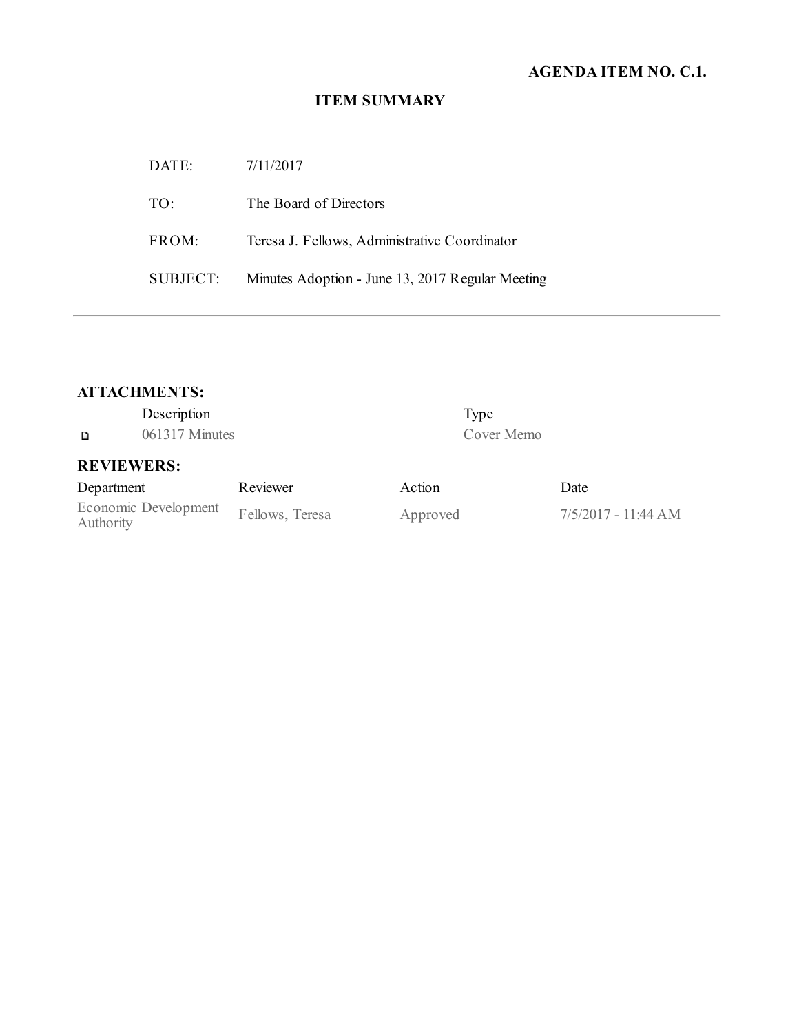**AGENDA ITEM NO. C.1.**

## ITEM SUMMARY

| | |
|---|---|
| DATE: | 7/11/2017 |
| TO: | The Board of Directors |
| FROM: | Teresa J. Fellows, Administrative Coordinator |
| SUBJECT: | Minutes Adoption - June 13, 2017 Regular Meeting |

---

### ATTACHMENTS:

| | Description | Type |
|---|---|---|
| 🗋 | 061317 Minutes | Cover Memo |

### REVIEWERS:

| Department | Reviewer | Action | Date |
|---|---|---|---|
| Economic Development Authority | Fellows, Teresa | Approved | 7/5/2017 - 11:44 AM |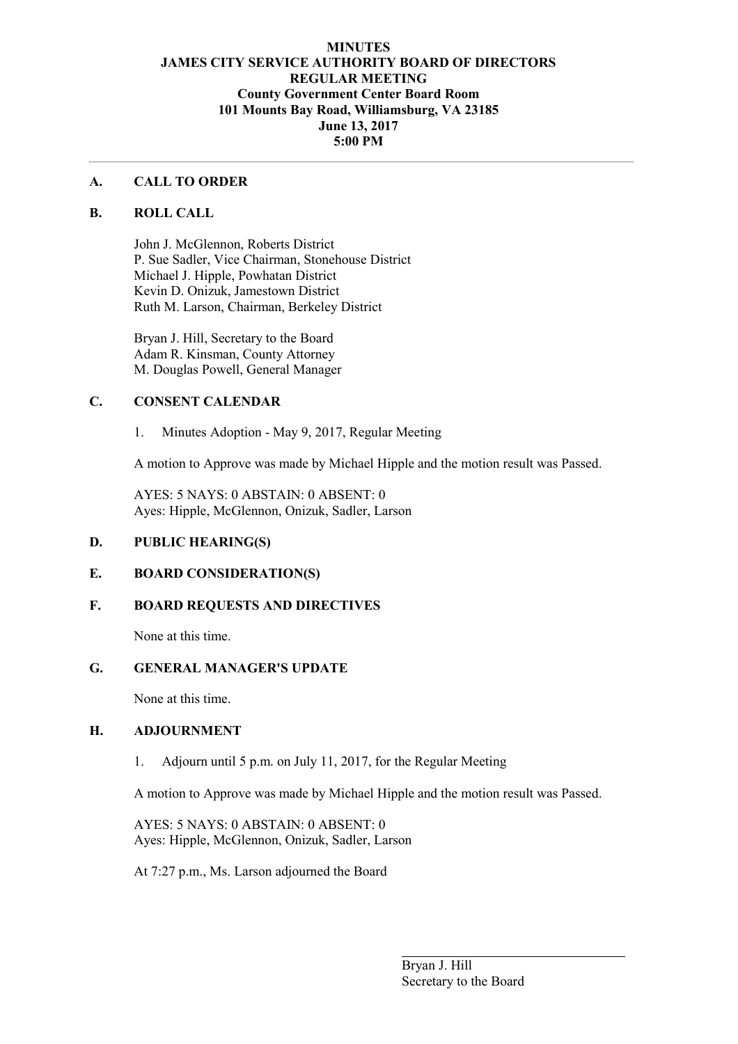**MINUTES**
**JAMES CITY SERVICE AUTHORITY BOARD OF DIRECTORS**
**REGULAR MEETING**
**County Government Center Board Room**
**101 Mounts Bay Road, Williamsburg, VA 23185**
**June 13, 2017**
**5:00 PM**

---

## A. CALL TO ORDER

## B. ROLL CALL

John J. McGlennon, Roberts District
P. Sue Sadler, Vice Chairman, Stonehouse District
Michael J. Hipple, Powhatan District
Kevin D. Onizuk, Jamestown District
Ruth M. Larson, Chairman, Berkeley District

Bryan J. Hill, Secretary to the Board
Adam R. Kinsman, County Attorney
M. Douglas Powell, General Manager

## C. CONSENT CALENDAR

1. Minutes Adoption - May 9, 2017, Regular Meeting

A motion to Approve was made by Michael Hipple and the motion result was Passed.

AYES: 5 NAYS: 0 ABSTAIN: 0 ABSENT: 0
Ayes: Hipple, McGlennon, Onizuk, Sadler, Larson

## D. PUBLIC HEARING(S)

## E. BOARD CONSIDERATION(S)

## F. BOARD REQUESTS AND DIRECTIVES

None at this time.

## G. GENERAL MANAGER'S UPDATE

None at this time.

## H. ADJOURNMENT

1. Adjourn until 5 p.m. on July 11, 2017, for the Regular Meeting

A motion to Approve was made by Michael Hipple and the motion result was Passed.

AYES: 5 NAYS: 0 ABSTAIN: 0 ABSENT: 0
Ayes: Hipple, McGlennon, Onizuk, Sadler, Larson

At 7:27 p.m., Ms. Larson adjourned the Board

\_\_\_\_\_\_\_\_\_\_\_\_\_\_\_\_\_\_\_\_\_\_\_\_\_\_\_\_\_\_\_\_

Bryan J. Hill
Secretary to the Board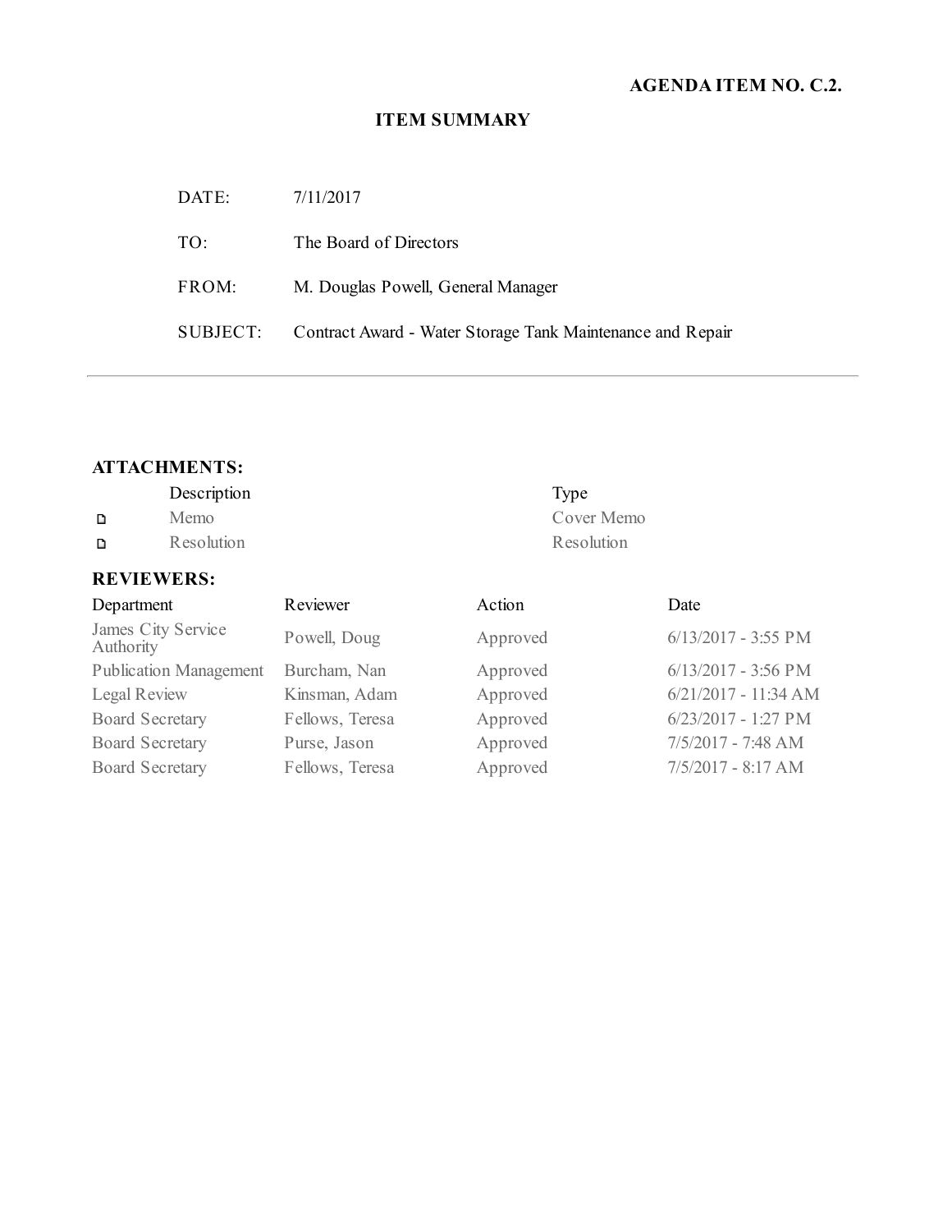**AGENDA ITEM NO. C.2.**

## ITEM SUMMARY

| | |
|---|---|
| DATE: | 7/11/2017 |
| TO: | The Board of Directors |
| FROM: | M. Douglas Powell, General Manager |
| SUBJECT: | Contract Award - Water Storage Tank Maintenance and Repair |

---

### ATTACHMENTS:

| | Description | Type |
|---|---|---|
| ▫ | Memo | Cover Memo |
| ▫ | Resolution | Resolution |

### REVIEWERS:

| Department | Reviewer | Action | Date |
|---|---|---|---|
| James City Service Authority | Powell, Doug | Approved | 6/13/2017 - 3:55 PM |
| Publication Management | Burcham, Nan | Approved | 6/13/2017 - 3:56 PM |
| Legal Review | Kinsman, Adam | Approved | 6/21/2017 - 11:34 AM |
| Board Secretary | Fellows, Teresa | Approved | 6/23/2017 - 1:27 PM |
| Board Secretary | Purse, Jason | Approved | 7/5/2017 - 7:48 AM |
| Board Secretary | Fellows, Teresa | Approved | 7/5/2017 - 8:17 AM |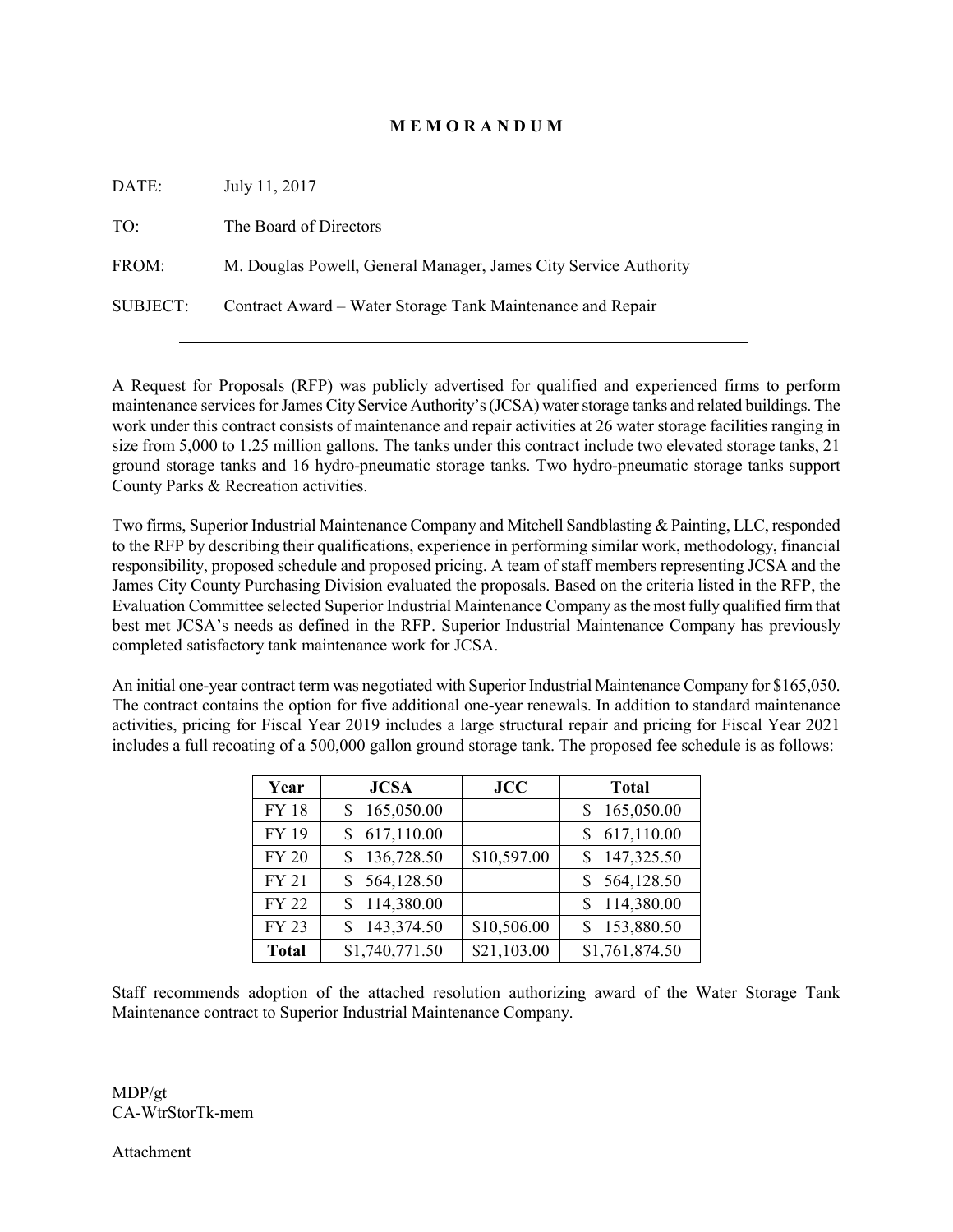# M E M O R A N D U M

DATE: July 11, 2017

TO: The Board of Directors

FROM: M. Douglas Powell, General Manager, James City Service Authority

SUBJECT: Contract Award – Water Storage Tank Maintenance and Repair

---

A Request for Proposals (RFP) was publicly advertised for qualified and experienced firms to perform maintenance services for James City Service Authority's (JCSA) water storage tanks and related buildings. The work under this contract consists of maintenance and repair activities at 26 water storage facilities ranging in size from 5,000 to 1.25 million gallons. The tanks under this contract include two elevated storage tanks, 21 ground storage tanks and 16 hydro-pneumatic storage tanks. Two hydro-pneumatic storage tanks support County Parks & Recreation activities.

Two firms, Superior Industrial Maintenance Company and Mitchell Sandblasting & Painting, LLC, responded to the RFP by describing their qualifications, experience in performing similar work, methodology, financial responsibility, proposed schedule and proposed pricing. A team of staff members representing JCSA and the James City County Purchasing Division evaluated the proposals. Based on the criteria listed in the RFP, the Evaluation Committee selected Superior Industrial Maintenance Company as the most fully qualified firm that best met JCSA's needs as defined in the RFP. Superior Industrial Maintenance Company has previously completed satisfactory tank maintenance work for JCSA.

An initial one-year contract term was negotiated with Superior Industrial Maintenance Company for $165,050. The contract contains the option for five additional one-year renewals. In addition to standard maintenance activities, pricing for Fiscal Year 2019 includes a large structural repair and pricing for Fiscal Year 2021 includes a full recoating of a 500,000 gallon ground storage tank. The proposed fee schedule is as follows:

| Year | JCSA | JCC | Total |
|---|---|---|---|
| FY 18 | $ 165,050.00 | | $ 165,050.00 |
| FY 19 | $ 617,110.00 | | $ 617,110.00 |
| FY 20 | $ 136,728.50 | $10,597.00 | $ 147,325.50 |
| FY 21 | $ 564,128.50 | | $ 564,128.50 |
| FY 22 | $ 114,380.00 | | $ 114,380.00 |
| FY 23 | $ 143,374.50 | $10,506.00 | $ 153,880.50 |
| **Total** | $1,740,771.50 | $21,103.00 | $1,761,874.50 |

Staff recommends adoption of the attached resolution authorizing award of the Water Storage Tank Maintenance contract to Superior Industrial Maintenance Company.

MDP/gt
CA-WtrStorTk-mem

Attachment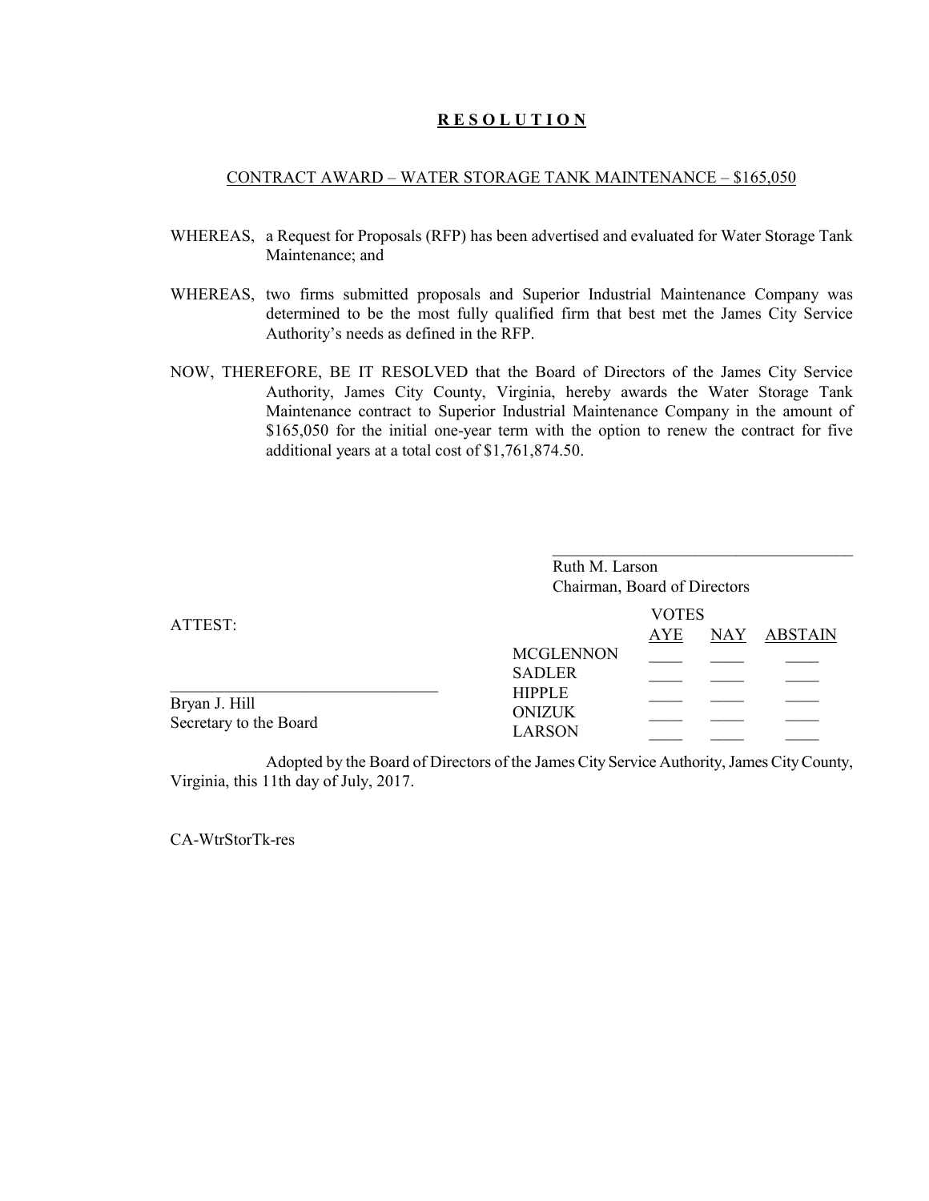# **R E S O L U T I O N**

CONTRACT AWARD – WATER STORAGE TANK MAINTENANCE – $165,050

WHEREAS, a Request for Proposals (RFP) has been advertised and evaluated for Water Storage Tank Maintenance; and

WHEREAS, two firms submitted proposals and Superior Industrial Maintenance Company was determined to be the most fully qualified firm that best met the James City Service Authority's needs as defined in the RFP.

NOW, THEREFORE, BE IT RESOLVED that the Board of Directors of the James City Service Authority, James City County, Virginia, hereby awards the Water Storage Tank Maintenance contract to Superior Industrial Maintenance Company in the amount of $165,050 for the initial one-year term with the option to renew the contract for five additional years at a total cost of $1,761,874.50.

_____________________________________

Ruth M. Larson
Chairman, Board of Directors

ATTEST:

_________________________________

Bryan J. Hill
Secretary to the Board

| VOTES | AYE | NAY | ABSTAIN |
|---|---|---|---|
| MCGLENNON | ____ | ____ | ____ |
| SADLER | ____ | ____ | ____ |
| HIPPLE | ____ | ____ | ____ |
| ONIZUK | ____ | ____ | ____ |
| LARSON | ____ | ____ | ____ |

Adopted by the Board of Directors of the James City Service Authority, James City County, Virginia, this 11th day of July, 2017.

CA-WtrStorTk-res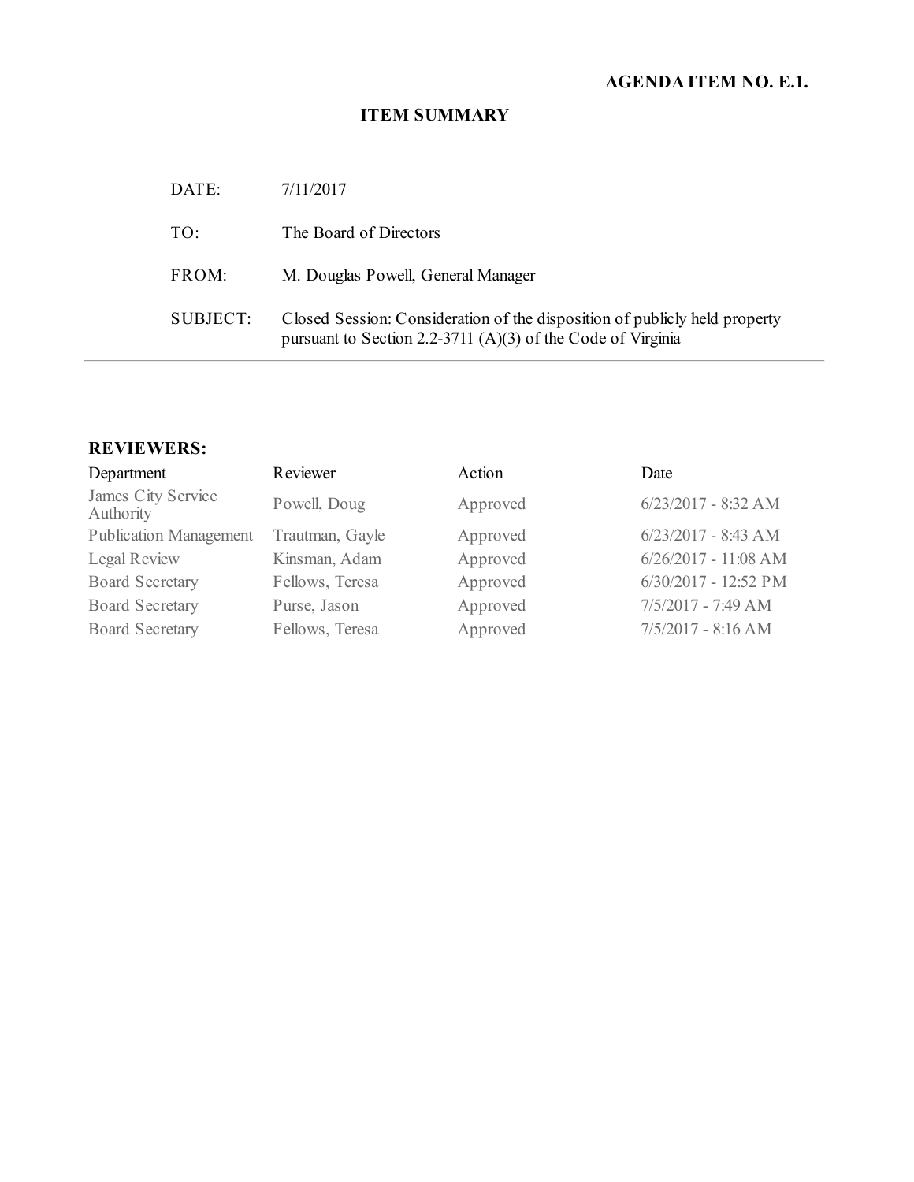**AGENDA ITEM NO. E.1.**

## ITEM SUMMARY

| | |
|---|---|
| DATE: | 7/11/2017 |
| TO: | The Board of Directors |
| FROM: | M. Douglas Powell, General Manager |
| SUBJECT: | Closed Session: Consideration of the disposition of publicly held property pursuant to Section 2.2-3711 (A)(3) of the Code of Virginia |

---

### REVIEWERS:

| Department | Reviewer | Action | Date |
|---|---|---|---|
| James City Service Authority | Powell, Doug | Approved | 6/23/2017 - 8:32 AM |
| Publication Management | Trautman, Gayle | Approved | 6/23/2017 - 8:43 AM |
| Legal Review | Kinsman, Adam | Approved | 6/26/2017 - 11:08 AM |
| Board Secretary | Fellows, Teresa | Approved | 6/30/2017 - 12:52 PM |
| Board Secretary | Purse, Jason | Approved | 7/5/2017 - 7:49 AM |
| Board Secretary | Fellows, Teresa | Approved | 7/5/2017 - 8:16 AM |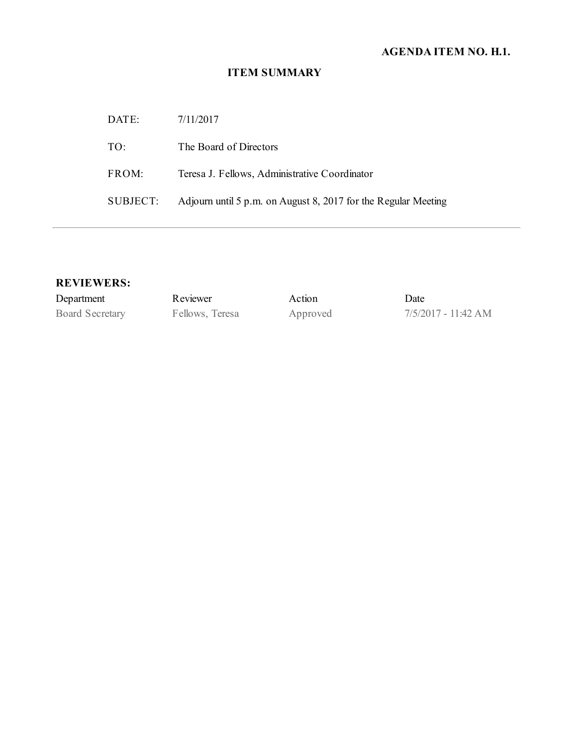**AGENDA ITEM NO. H.1.**

## ITEM SUMMARY

| | |
|---|---|
| DATE: | 7/11/2017 |
| TO: | The Board of Directors |
| FROM: | Teresa J. Fellows, Administrative Coordinator |
| SUBJECT: | Adjourn until 5 p.m. on August 8, 2017 for the Regular Meeting |

---

**REVIEWERS:**

| Department | Reviewer | Action | Date |
|---|---|---|---|
| Board Secretary | Fellows, Teresa | Approved | 7/5/2017 - 11:42 AM |